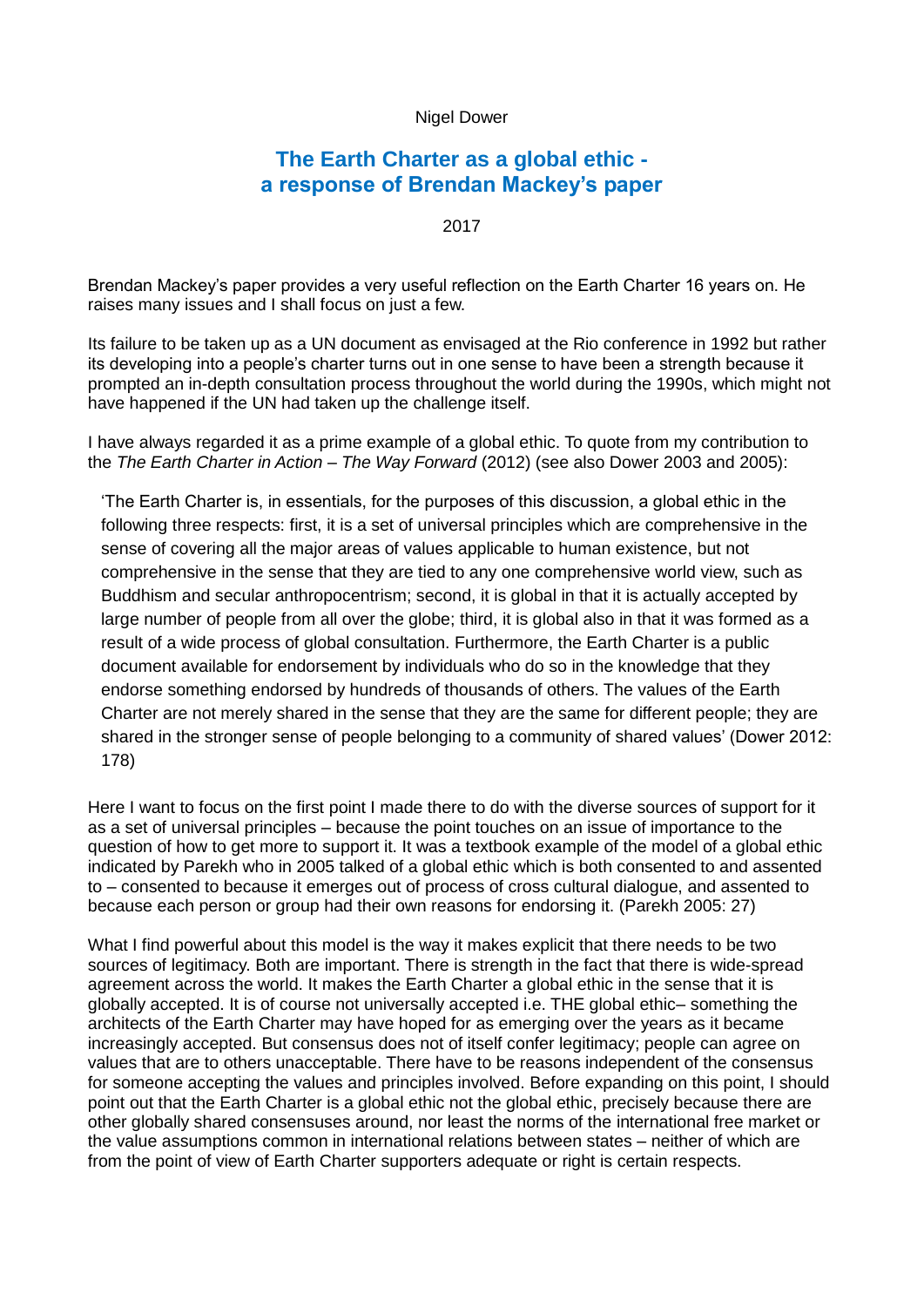Nigel Dower

# The Earth Charter as a global ethic - a response of Brendan Mackey's paper

2017

Brendan Mackey's paper provides a very useful reflection on the Earth Charter 16 years on. He raises many issues and I shall focus on just a few.

Its failure to be taken up as a UN document as envisaged at the Rio conference in 1992 but rather its developing into a people's charter turns out in one sense to have been a strength because it prompted an in-depth consultation process throughout the world during the 1990s, which might not have happened if the UN had taken up the challenge itself.

I have always regarded it as a prime example of a global ethic. To quote from my contribution to the *The Earth Charter in Action – The Way Forward* (2012) (see also Dower 2003 and 2005):

> 'The Earth Charter is, in essentials, for the purposes of this discussion, a global ethic in the following three respects: first, it is a set of universal principles which are comprehensive in the sense of covering all the major areas of values applicable to human existence, but not comprehensive in the sense that they are tied to any one comprehensive world view, such as Buddhism and secular anthropocentrism; second, it is global in that it is actually accepted by large number of people from all over the globe; third, it is global also in that it was formed as a result of a wide process of global consultation. Furthermore, the Earth Charter is a public document available for endorsement by individuals who do so in the knowledge that they endorse something endorsed by hundreds of thousands of others. The values of the Earth Charter are not merely shared in the sense that they are the same for different people; they are shared in the stronger sense of people belonging to a community of shared values' (Dower 2012: 178)

Here I want to focus on the first point I made there to do with the diverse sources of support for it as a set of universal principles – because the point touches on an issue of importance to the question of how to get more to support it. It was a textbook example of the model of a global ethic indicated by Parekh who in 2005 talked of a global ethic which is both consented to and assented to – consented to because it emerges out of process of cross cultural dialogue, and assented to because each person or group had their own reasons for endorsing it. (Parekh 2005: 27)

What I find powerful about this model is the way it makes explicit that there needs to be two sources of legitimacy. Both are important. There is strength in the fact that there is wide-spread agreement across the world. It makes the Earth Charter a global ethic in the sense that it is globally accepted. It is of course not universally accepted i.e. THE global ethic– something the architects of the Earth Charter may have hoped for as emerging over the years as it became increasingly accepted. But consensus does not of itself confer legitimacy; people can agree on values that are to others unacceptable. There have to be reasons independent of the consensus for someone accepting the values and principles involved. Before expanding on this point, I should point out that the Earth Charter is a global ethic not the global ethic, precisely because there are other globally shared consensuses around, nor least the norms of the international free market or the value assumptions common in international relations between states – neither of which are from the point of view of Earth Charter supporters adequate or right is certain respects.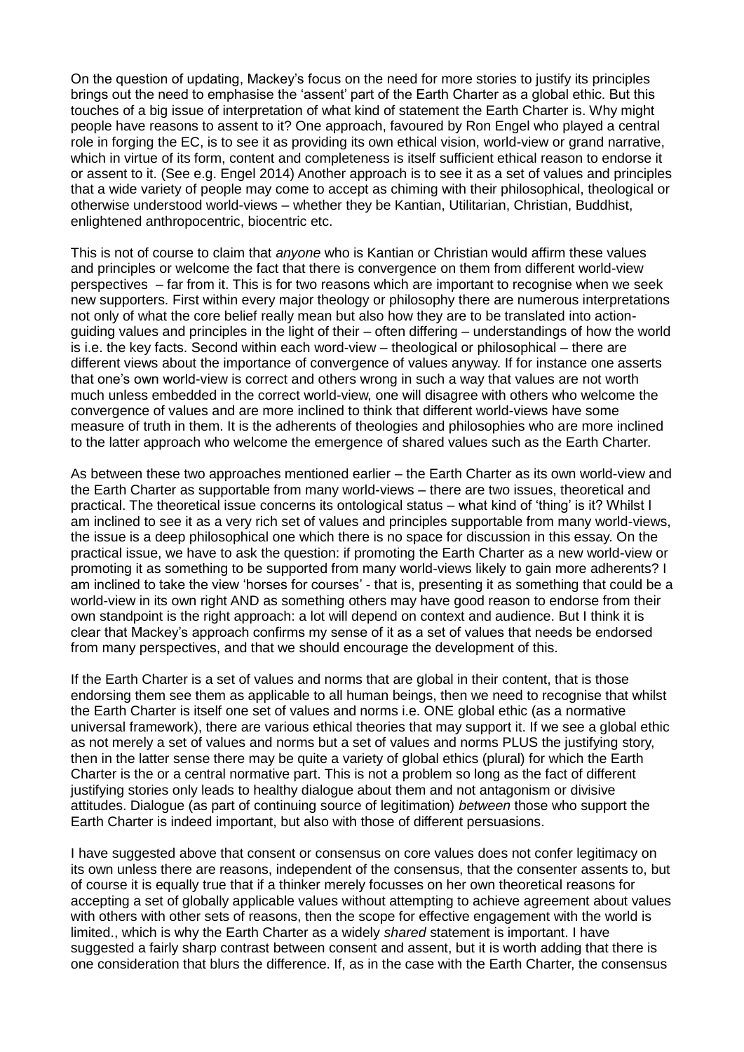On the question of updating, Mackey's focus on the need for more stories to justify its principles brings out the need to emphasise the 'assent' part of the Earth Charter as a global ethic. But this touches of a big issue of interpretation of what kind of statement the Earth Charter is. Why might people have reasons to assent to it? One approach, favoured by Ron Engel who played a central role in forging the EC, is to see it as providing its own ethical vision, world-view or grand narrative, which in virtue of its form, content and completeness is itself sufficient ethical reason to endorse it or assent to it. (See e.g. Engel 2014) Another approach is to see it as a set of values and principles that a wide variety of people may come to accept as chiming with their philosophical, theological or otherwise understood world-views – whether they be Kantian, Utilitarian, Christian, Buddhist, enlightened anthropocentric, biocentric etc.

This is not of course to claim that *anyone* who is Kantian or Christian would affirm these values and principles or welcome the fact that there is convergence on them from different world-view perspectives – far from it. This is for two reasons which are important to recognise when we seek new supporters. First within every major theology or philosophy there are numerous interpretations not only of what the core belief really mean but also how they are to be translated into action-guiding values and principles in the light of their – often differing – understandings of how the world is i.e. the key facts. Second within each word-view – theological or philosophical – there are different views about the importance of convergence of values anyway. If for instance one asserts that one's own world-view is correct and others wrong in such a way that values are not worth much unless embedded in the correct world-view, one will disagree with others who welcome the convergence of values and are more inclined to think that different world-views have some measure of truth in them. It is the adherents of theologies and philosophies who are more inclined to the latter approach who welcome the emergence of shared values such as the Earth Charter.

As between these two approaches mentioned earlier – the Earth Charter as its own world-view and the Earth Charter as supportable from many world-views – there are two issues, theoretical and practical. The theoretical issue concerns its ontological status – what kind of 'thing' is it? Whilst I am inclined to see it as a very rich set of values and principles supportable from many world-views, the issue is a deep philosophical one which there is no space for discussion in this essay. On the practical issue, we have to ask the question: if promoting the Earth Charter as a new world-view or promoting it as something to be supported from many world-views likely to gain more adherents? I am inclined to take the view 'horses for courses' - that is, presenting it as something that could be a world-view in its own right AND as something others may have good reason to endorse from their own standpoint is the right approach: a lot will depend on context and audience. But I think it is clear that Mackey's approach confirms my sense of it as a set of values that needs be endorsed from many perspectives, and that we should encourage the development of this.

If the Earth Charter is a set of values and norms that are global in their content, that is those endorsing them see them as applicable to all human beings, then we need to recognise that whilst the Earth Charter is itself one set of values and norms i.e. ONE global ethic (as a normative universal framework), there are various ethical theories that may support it. If we see a global ethic as not merely a set of values and norms but a set of values and norms PLUS the justifying story, then in the latter sense there may be quite a variety of global ethics (plural) for which the Earth Charter is the or a central normative part. This is not a problem so long as the fact of different justifying stories only leads to healthy dialogue about them and not antagonism or divisive attitudes. Dialogue (as part of continuing source of legitimation) *between* those who support the Earth Charter is indeed important, but also with those of different persuasions.

I have suggested above that consent or consensus on core values does not confer legitimacy on its own unless there are reasons, independent of the consensus, that the consenter assents to, but of course it is equally true that if a thinker merely focusses on her own theoretical reasons for accepting a set of globally applicable values without attempting to achieve agreement about values with others with other sets of reasons, then the scope for effective engagement with the world is limited., which is why the Earth Charter as a widely *shared* statement is important. I have suggested a fairly sharp contrast between consent and assent, but it is worth adding that there is one consideration that blurs the difference. If, as in the case with the Earth Charter, the consensus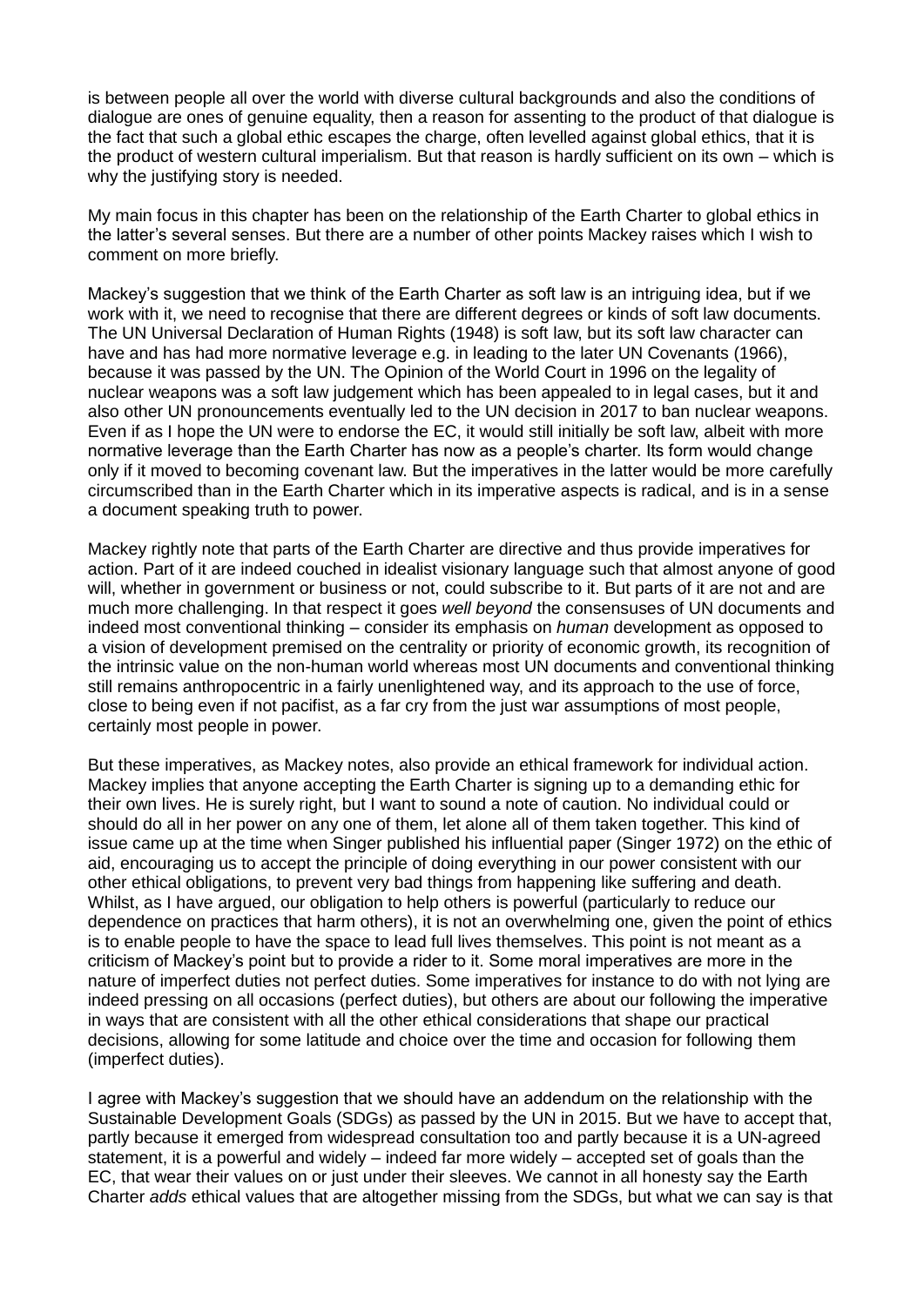is between people all over the world with diverse cultural backgrounds and also the conditions of dialogue are ones of genuine equality, then a reason for assenting to the product of that dialogue is the fact that such a global ethic escapes the charge, often levelled against global ethics, that it is the product of western cultural imperialism. But that reason is hardly sufficient on its own – which is why the justifying story is needed.

My main focus in this chapter has been on the relationship of the Earth Charter to global ethics in the latter's several senses. But there are a number of other points Mackey raises which I wish to comment on more briefly.

Mackey's suggestion that we think of the Earth Charter as soft law is an intriguing idea, but if we work with it, we need to recognise that there are different degrees or kinds of soft law documents. The UN Universal Declaration of Human Rights (1948) is soft law, but its soft law character can have and has had more normative leverage e.g. in leading to the later UN Covenants (1966), because it was passed by the UN. The Opinion of the World Court in 1996 on the legality of nuclear weapons was a soft law judgement which has been appealed to in legal cases, but it and also other UN pronouncements eventually led to the UN decision in 2017 to ban nuclear weapons. Even if as I hope the UN were to endorse the EC, it would still initially be soft law, albeit with more normative leverage than the Earth Charter has now as a people's charter. Its form would change only if it moved to becoming covenant law. But the imperatives in the latter would be more carefully circumscribed than in the Earth Charter which in its imperative aspects is radical, and is in a sense a document speaking truth to power.

Mackey rightly note that parts of the Earth Charter are directive and thus provide imperatives for action. Part of it are indeed couched in idealist visionary language such that almost anyone of good will, whether in government or business or not, could subscribe to it. But parts of it are not and are much more challenging. In that respect it goes *well beyond* the consensuses of UN documents and indeed most conventional thinking – consider its emphasis on *human* development as opposed to a vision of development premised on the centrality or priority of economic growth, its recognition of the intrinsic value on the non-human world whereas most UN documents and conventional thinking still remains anthropocentric in a fairly unenlightened way, and its approach to the use of force, close to being even if not pacifist, as a far cry from the just war assumptions of most people, certainly most people in power.

But these imperatives, as Mackey notes, also provide an ethical framework for individual action. Mackey implies that anyone accepting the Earth Charter is signing up to a demanding ethic for their own lives. He is surely right, but I want to sound a note of caution. No individual could or should do all in her power on any one of them, let alone all of them taken together. This kind of issue came up at the time when Singer published his influential paper (Singer 1972) on the ethic of aid, encouraging us to accept the principle of doing everything in our power consistent with our other ethical obligations, to prevent very bad things from happening like suffering and death. Whilst, as I have argued, our obligation to help others is powerful (particularly to reduce our dependence on practices that harm others), it is not an overwhelming one, given the point of ethics is to enable people to have the space to lead full lives themselves. This point is not meant as a criticism of Mackey's point but to provide a rider to it. Some moral imperatives are more in the nature of imperfect duties not perfect duties. Some imperatives for instance to do with not lying are indeed pressing on all occasions (perfect duties), but others are about our following the imperative in ways that are consistent with all the other ethical considerations that shape our practical decisions, allowing for some latitude and choice over the time and occasion for following them (imperfect duties).

I agree with Mackey's suggestion that we should have an addendum on the relationship with the Sustainable Development Goals (SDGs) as passed by the UN in 2015. But we have to accept that, partly because it emerged from widespread consultation too and partly because it is a UN-agreed statement, it is a powerful and widely – indeed far more widely – accepted set of goals than the EC, that wear their values on or just under their sleeves. We cannot in all honesty say the Earth Charter *adds* ethical values that are altogether missing from the SDGs, but what we can say is that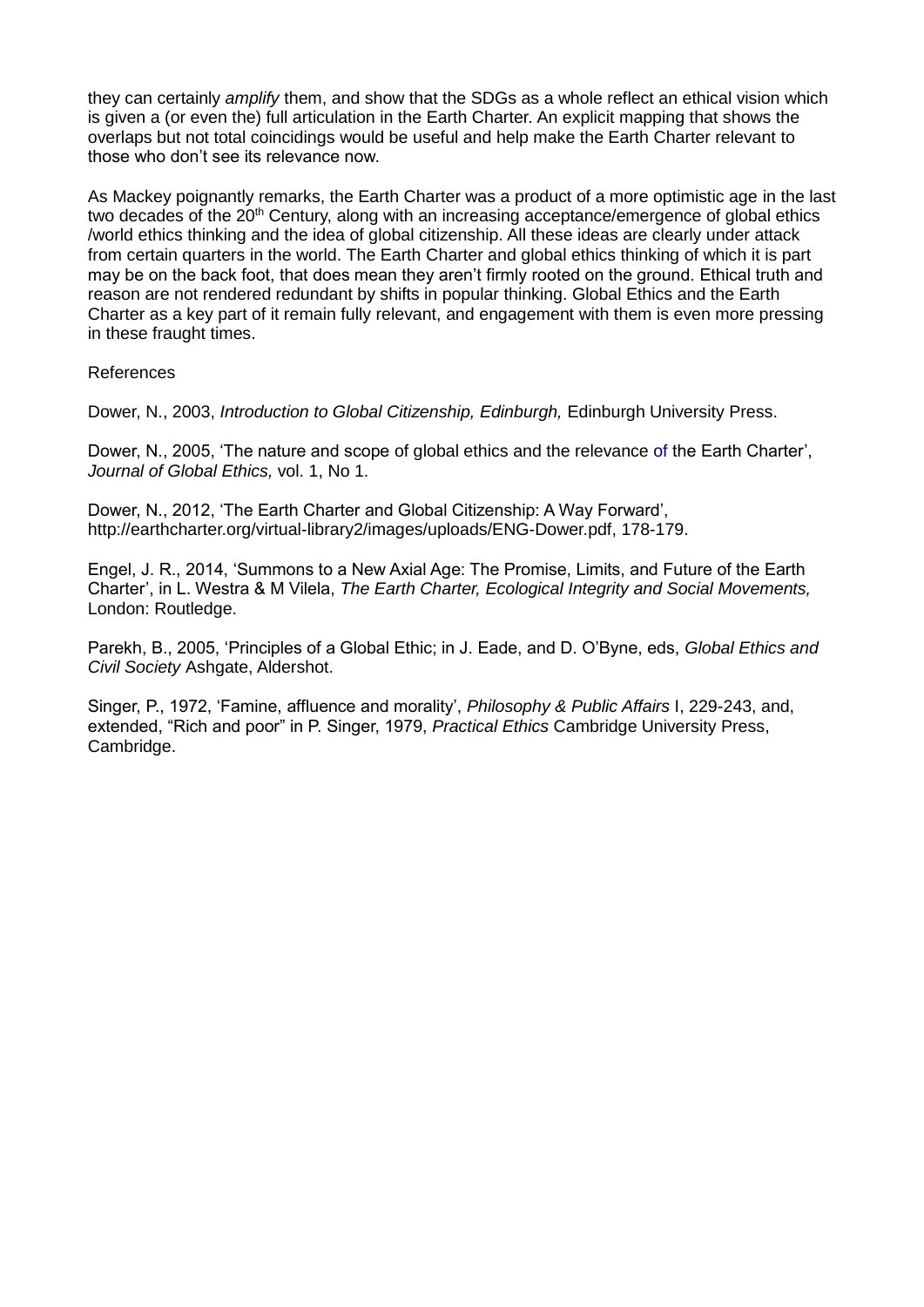they can certainly *amplify* them, and show that the SDGs as a whole reflect an ethical vision which is given a (or even the) full articulation in the Earth Charter. An explicit mapping that shows the overlaps but not total coincidings would be useful and help make the Earth Charter relevant to those who don't see its relevance now.

As Mackey poignantly remarks, the Earth Charter was a product of a more optimistic age in the last two decades of the 20th Century, along with an increasing acceptance/emergence of global ethics /world ethics thinking and the idea of global citizenship. All these ideas are clearly under attack from certain quarters in the world. The Earth Charter and global ethics thinking of which it is part may be on the back foot, that does mean they aren't firmly rooted on the ground. Ethical truth and reason are not rendered redundant by shifts in popular thinking. Global Ethics and the Earth Charter as a key part of it remain fully relevant, and engagement with them is even more pressing in these fraught times.

References

Dower, N., 2003, *Introduction to Global Citizenship, Edinburgh,* Edinburgh University Press.

Dower, N., 2005, 'The nature and scope of global ethics and the relevance of the Earth Charter', *Journal of Global Ethics,* vol. 1, No 1.

Dower, N., 2012, 'The Earth Charter and Global Citizenship: A Way Forward', http://earthcharter.org/virtual-library2/images/uploads/ENG-Dower.pdf, 178-179.

Engel, J. R., 2014, 'Summons to a New Axial Age: The Promise, Limits, and Future of the Earth Charter', in L. Westra & M Vilela, *The Earth Charter, Ecological Integrity and Social Movements,* London: Routledge.

Parekh, B., 2005, 'Principles of a Global Ethic; in J. Eade, and D. O'Byne, eds, *Global Ethics and Civil Society* Ashgate, Aldershot.

Singer, P., 1972, 'Famine, affluence and morality', *Philosophy & Public Affairs* I, 229-243, and, extended, "Rich and poor" in P. Singer, 1979, *Practical Ethics* Cambridge University Press, Cambridge.